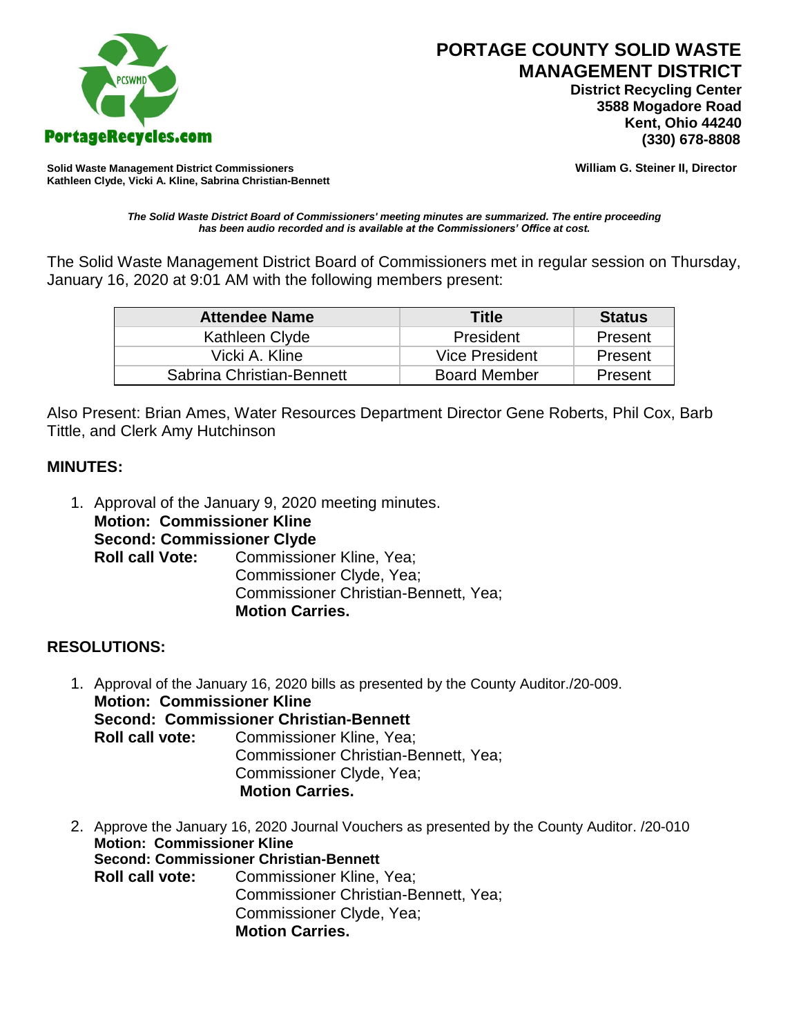# PORTAGE COUNTY SOLID WASTE MANAGEMENT DISTRICT

**District Recycling Center**
**3588 Mogadore Road**
**Kent, Ohio 44240**
**(330) 678-8808**

PortageRecycles.com

**Solid Waste Management District Commissioners**
**Kathleen Clyde, Vicki A. Kline, Sabrina Christian-Bennett**

**William G. Steiner II, Director**

***The Solid Waste District Board of Commissioners' meeting minutes are summarized. The entire proceeding has been audio recorded and is available at the Commissioners' Office at cost.***

The Solid Waste Management District Board of Commissioners met in regular session on Thursday, January 16, 2020 at 9:01 AM with the following members present:

| Attendee Name | Title | Status |
| --- | --- | --- |
| Kathleen Clyde | President | Present |
| Vicki A. Kline | Vice President | Present |
| Sabrina Christian-Bennett | Board Member | Present |

Also Present: Brian Ames, Water Resources Department Director Gene Roberts, Phil Cox, Barb Tittle, and Clerk Amy Hutchinson

## MINUTES:

1. Approval of the January 9, 2020 meeting minutes.
   **Motion: Commissioner Kline**
   **Second: Commissioner Clyde**
   **Roll call Vote:** Commissioner Kline, Yea;
   Commissioner Clyde, Yea;
   Commissioner Christian-Bennett, Yea;
   **Motion Carries.**

## RESOLUTIONS:

1. Approval of the January 16, 2020 bills as presented by the County Auditor./20-009.
   **Motion: Commissioner Kline**
   **Second: Commissioner Christian-Bennett**
   **Roll call vote:** Commissioner Kline, Yea;
   Commissioner Christian-Bennett, Yea;
   Commissioner Clyde, Yea;
   **Motion Carries.**

2. Approve the January 16, 2020 Journal Vouchers as presented by the County Auditor. /20-010
   **Motion: Commissioner Kline**
   **Second: Commissioner Christian-Bennett**
   **Roll call vote:** Commissioner Kline, Yea;
   Commissioner Christian-Bennett, Yea;
   Commissioner Clyde, Yea;
   **Motion Carries.**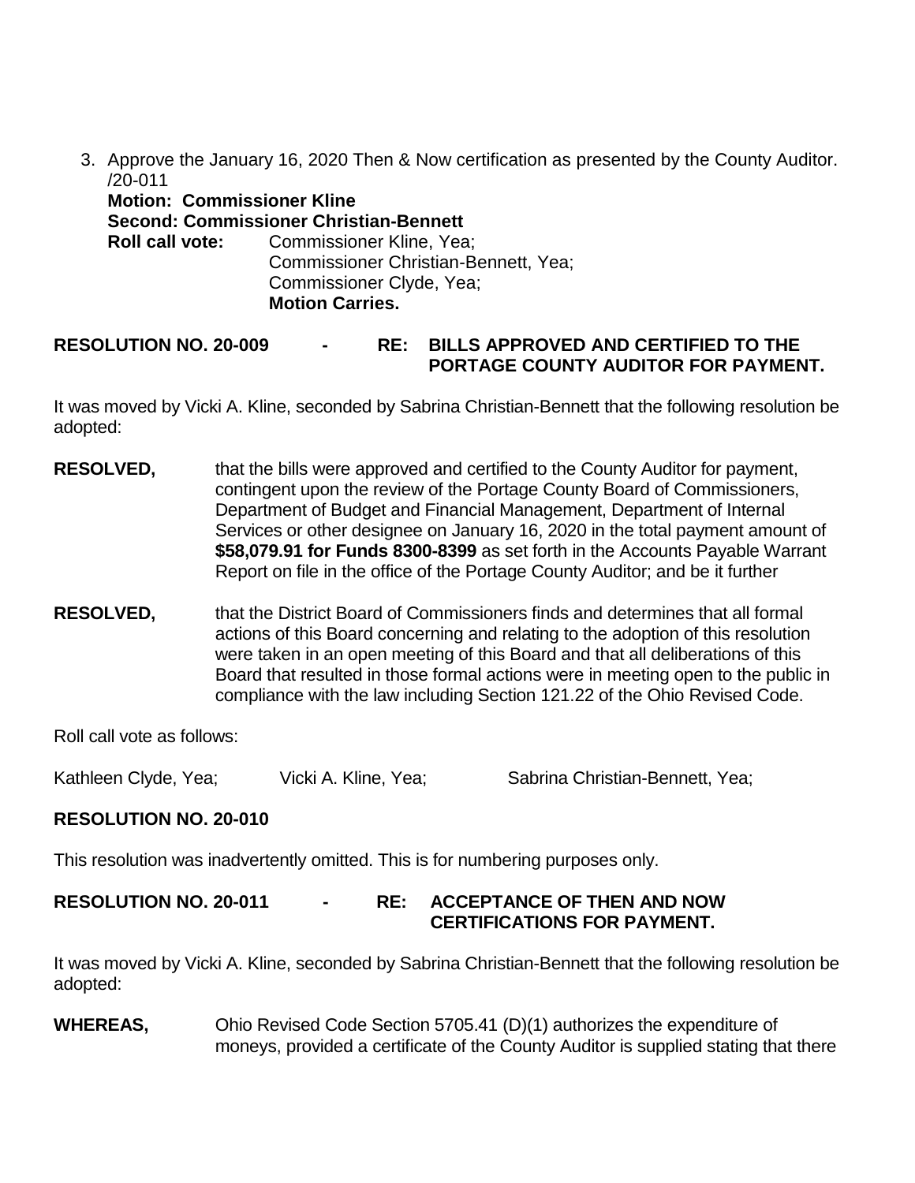3. Approve the January 16, 2020 Then & Now certification as presented by the County Auditor. /20-011

   **Motion: Commissioner Kline**
   **Second: Commissioner Christian-Bennett**
   **Roll call vote:** Commissioner Kline, Yea;
   Commissioner Christian-Bennett, Yea;
   Commissioner Clyde, Yea;
   **Motion Carries.**

**RESOLUTION NO. 20-009 - RE: BILLS APPROVED AND CERTIFIED TO THE PORTAGE COUNTY AUDITOR FOR PAYMENT.**

It was moved by Vicki A. Kline, seconded by Sabrina Christian-Bennett that the following resolution be adopted:

**RESOLVED,** that the bills were approved and certified to the County Auditor for payment, contingent upon the review of the Portage County Board of Commissioners, Department of Budget and Financial Management, Department of Internal Services or other designee on January 16, 2020 in the total payment amount of **$58,079.91 for Funds 8300-8399** as set forth in the Accounts Payable Warrant Report on file in the office of the Portage County Auditor; and be it further

**RESOLVED,** that the District Board of Commissioners finds and determines that all formal actions of this Board concerning and relating to the adoption of this resolution were taken in an open meeting of this Board and that all deliberations of this Board that resulted in those formal actions were in meeting open to the public in compliance with the law including Section 121.22 of the Ohio Revised Code.

Roll call vote as follows:

Kathleen Clyde, Yea; Vicki A. Kline, Yea; Sabrina Christian-Bennett, Yea;

**RESOLUTION NO. 20-010**

This resolution was inadvertently omitted. This is for numbering purposes only.

**RESOLUTION NO. 20-011 - RE: ACCEPTANCE OF THEN AND NOW CERTIFICATIONS FOR PAYMENT.**

It was moved by Vicki A. Kline, seconded by Sabrina Christian-Bennett that the following resolution be adopted:

**WHEREAS,** Ohio Revised Code Section 5705.41 (D)(1) authorizes the expenditure of moneys, provided a certificate of the County Auditor is supplied stating that there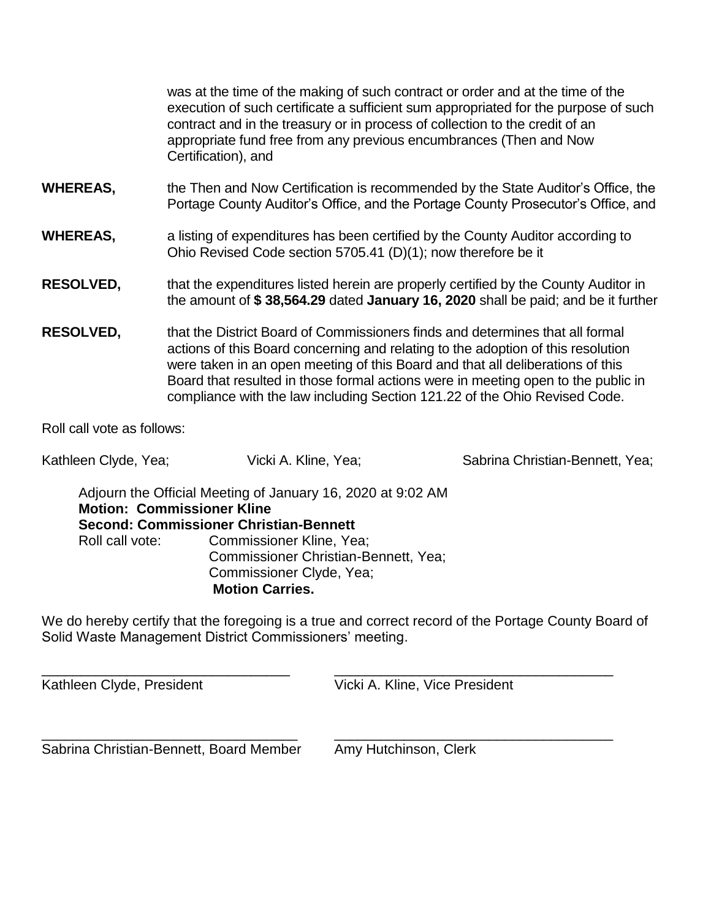was at the time of the making of such contract or order and at the time of the execution of such certificate a sufficient sum appropriated for the purpose of such contract and in the treasury or in process of collection to the credit of an appropriate fund free from any previous encumbrances (Then and Now Certification), and

**WHEREAS,** the Then and Now Certification is recommended by the State Auditor's Office, the Portage County Auditor's Office, and the Portage County Prosecutor's Office, and

**WHEREAS,** a listing of expenditures has been certified by the County Auditor according to Ohio Revised Code section 5705.41 (D)(1); now therefore be it

**RESOLVED,** that the expenditures listed herein are properly certified by the County Auditor in the amount of **$ 38,564.29** dated **January 16, 2020** shall be paid; and be it further

**RESOLVED,** that the District Board of Commissioners finds and determines that all formal actions of this Board concerning and relating to the adoption of this resolution were taken in an open meeting of this Board and that all deliberations of this Board that resulted in those formal actions were in meeting open to the public in compliance with the law including Section 121.22 of the Ohio Revised Code.

Roll call vote as follows:

Kathleen Clyde, Yea; Vicki A. Kline, Yea; Sabrina Christian-Bennett, Yea;

Adjourn the Official Meeting of January 16, 2020 at 9:02 AM
**Motion: Commissioner Kline**
**Second: Commissioner Christian-Bennett**
Roll call vote: Commissioner Kline, Yea;
Commissioner Christian-Bennett, Yea;
Commissioner Clyde, Yea;
**Motion Carries.**

We do hereby certify that the foregoing is a true and correct record of the Portage County Board of Solid Waste Management District Commissioners' meeting.

\_\_\_\_\_\_\_\_\_\_\_\_\_\_\_\_\_\_\_\_\_\_\_\_\_\_\_\_\_\_\_\_\_\_
Kathleen Clyde, President

\_\_\_\_\_\_\_\_\_\_\_\_\_\_\_\_\_\_\_\_\_\_\_\_\_\_\_\_\_\_\_\_\_\_
Vicki A. Kline, Vice President

\_\_\_\_\_\_\_\_\_\_\_\_\_\_\_\_\_\_\_\_\_\_\_\_\_\_\_\_\_\_\_\_\_\_
Sabrina Christian-Bennett, Board Member

\_\_\_\_\_\_\_\_\_\_\_\_\_\_\_\_\_\_\_\_\_\_\_\_\_\_\_\_\_\_\_\_\_\_
Amy Hutchinson, Clerk